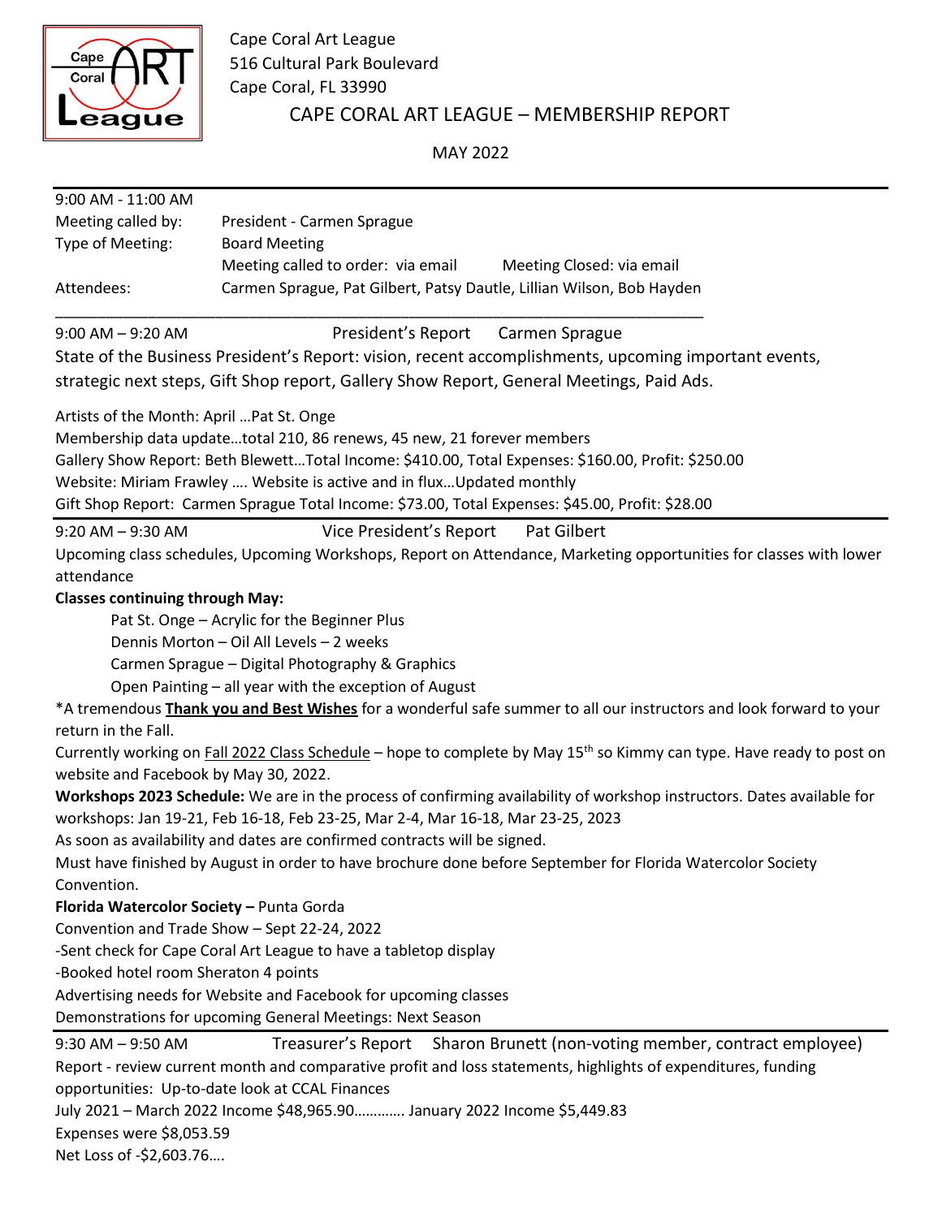Cape Coral Art League
516 Cultural Park Boulevard
Cape Coral, FL 33990

# CAPE CORAL ART LEAGUE – MEMBERSHIP REPORT

MAY 2022

---

9:00 AM - 11:00 AM

Meeting called by: President - Carmen Sprague

Type of Meeting: Board Meeting

Meeting called to order: via email    Meeting Closed: via email

Attendees: Carmen Sprague, Pat Gilbert, Patsy Dautle, Lillian Wilson, Bob Hayden

---

9:00 AM – 9:20 AM    President's Report    Carmen Sprague

State of the Business President's Report: vision, recent accomplishments, upcoming important events, strategic next steps, Gift Shop report, Gallery Show Report, General Meetings, Paid Ads.

Artists of the Month: April …Pat St. Onge

Membership data update…total 210, 86 renews, 45 new, 21 forever members

Gallery Show Report: Beth Blewett…Total Income: $410.00, Total Expenses: $160.00, Profit: $250.00

Website: Miriam Frawley …. Website is active and in flux…Updated monthly

Gift Shop Report: Carmen Sprague Total Income: $73.00, Total Expenses: $45.00, Profit: $28.00

---

9:20 AM – 9:30 AM    Vice President's Report    Pat Gilbert

Upcoming class schedules, Upcoming Workshops, Report on Attendance, Marketing opportunities for classes with lower attendance

**Classes continuing through May:**

- Pat St. Onge – Acrylic for the Beginner Plus
- Dennis Morton – Oil All Levels – 2 weeks
- Carmen Sprague – Digital Photography & Graphics
- Open Painting – all year with the exception of August

*A tremendous **Thank you and Best Wishes** for a wonderful safe summer to all our instructors and look forward to your return in the Fall.

Currently working on Fall 2022 Class Schedule – hope to complete by May 15th so Kimmy can type. Have ready to post on website and Facebook by May 30, 2022.

**Workshops 2023 Schedule:** We are in the process of confirming availability of workshop instructors. Dates available for workshops: Jan 19-21, Feb 16-18, Feb 23-25, Mar 2-4, Mar 16-18, Mar 23-25, 2023

As soon as availability and dates are confirmed contracts will be signed.

Must have finished by August in order to have brochure done before September for Florida Watercolor Society Convention.

**Florida Watercolor Society –** Punta Gorda

Convention and Trade Show – Sept 22-24, 2022

-Sent check for Cape Coral Art League to have a tabletop display

-Booked hotel room Sheraton 4 points

Advertising needs for Website and Facebook for upcoming classes

Demonstrations for upcoming General Meetings: Next Season

---

9:30 AM – 9:50 AM    Treasurer's Report    Sharon Brunett (non-voting member, contract employee)

Report - review current month and comparative profit and loss statements, highlights of expenditures, funding opportunities: Up-to-date look at CCAL Finances

July 2021 – March 2022 Income $48,965.90…………. January 2022 Income $5,449.83

Expenses were $8,053.59

Net Loss of -$2,603.76….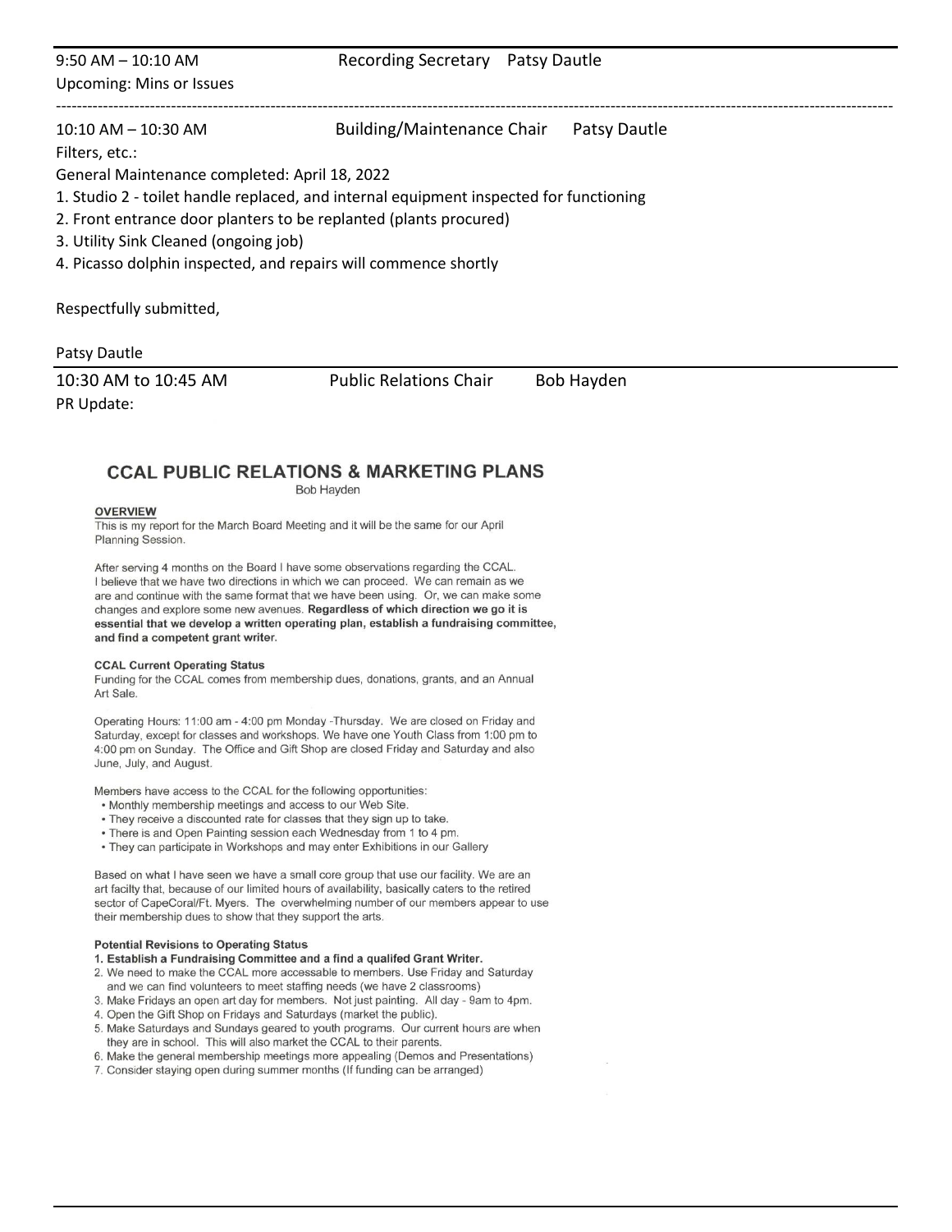9:50 AM – 10:10 AM Recording Secretary Patsy Dautle

Upcoming: Mins or Issues

---

10:10 AM – 10:30 AM Building/Maintenance Chair Patsy Dautle

Filters, etc.:

General Maintenance completed: April 18, 2022

1. Studio 2 - toilet handle replaced, and internal equipment inspected for functioning
2. Front entrance door planters to be replanted (plants procured)
3. Utility Sink Cleaned (ongoing job)
4. Picasso dolphin inspected, and repairs will commence shortly

Respectfully submitted,

Patsy Dautle

---

10:30 AM to 10:45 AM Public Relations Chair Bob Hayden

PR Update:

## CCAL PUBLIC RELATIONS & MARKETING PLANS

Bob Hayden

### OVERVIEW

This is my report for the March Board Meeting and it will be the same for our April Planning Session.

After serving 4 months on the Board I have some observations regarding the CCAL. I believe that we have two directions in which we can proceed. We can remain as we are and continue with the same format that we have been using. Or, we can make some changes and explore some new avenues. **Regardless of which direction we go it is essential that we develop a written operating plan, establish a fundraising committee, and find a competent grant writer.**

### CCAL Current Operating Status

Funding for the CCAL comes from membership dues, donations, grants, and an Annual Art Sale.

Operating Hours: 11:00 am - 4:00 pm Monday -Thursday. We are closed on Friday and Saturday, except for classes and workshops. We have one Youth Class from 1:00 pm to 4:00 pm on Sunday. The Office and Gift Shop are closed Friday and Saturday and also June, July, and August.

Members have access to the CCAL for the following opportunities:

- Monthly membership meetings and access to our Web Site.
- They receive a discounted rate for classes that they sign up to take.
- There is and Open Painting session each Wednesday from 1 to 4 pm.
- They can participate in Workshops and may enter Exhibitions in our Gallery

Based on what I have seen we have a small core group that use our facility. We are an art facilty that, because of our limited hours of availability, basically caters to the retired sector of CapeCoral/Ft. Myers. The overwhelming number of our members appear to use their membership dues to show that they support the arts.

### Potential Revisions to Operating Status

1. **Establish a Fundraising Committee and a find a qualifed Grant Writer.**
2. We need to make the CCAL more accessable to members. Use Friday and Saturday and we can find volunteers to meet staffing needs (we have 2 classrooms)
3. Make Fridays an open art day for members. Not just painting. All day - 9am to 4pm.
4. Open the Gift Shop on Fridays and Saturdays (market the public).
5. Make Saturdays and Sundays geared to youth programs. Our current hours are when they are in school. This will also market the CCAL to their parents.
6. Make the general membership meetings more appealing (Demos and Presentations)
7. Consider staying open during summer months (If funding can be arranged)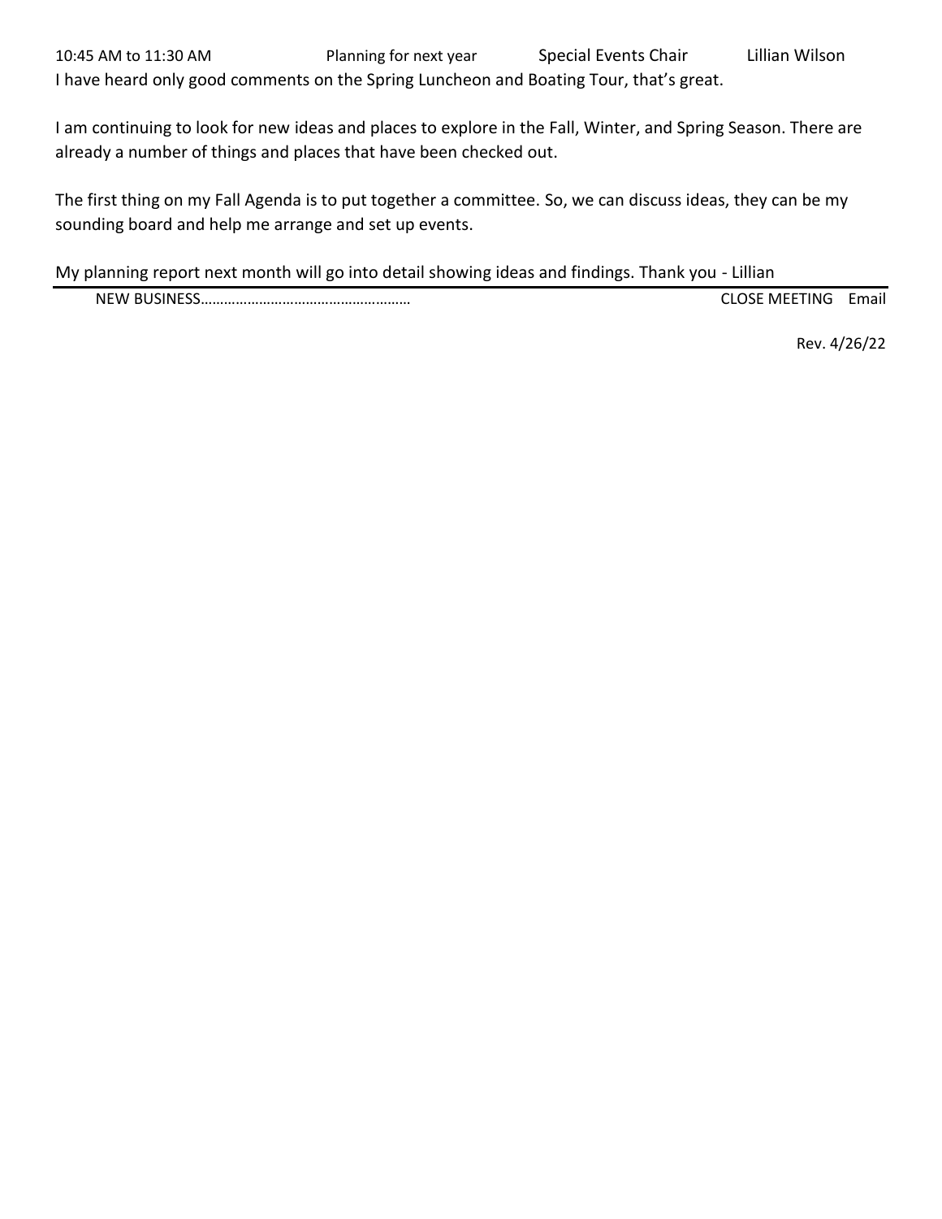10:45 AM to 11:30 AM Planning for next year Special Events Chair Lillian Wilson

I have heard only good comments on the Spring Luncheon and Boating Tour, that's great.

I am continuing to look for new ideas and places to explore in the Fall, Winter, and Spring Season. There are already a number of things and places that have been checked out.

The first thing on my Fall Agenda is to put together a committee. So, we can discuss ideas, they can be my sounding board and help me arrange and set up events.

My planning report next month will go into detail showing ideas and findings. Thank you - Lillian

---

NEW BUSINESS……………………………………………… CLOSE MEETING Email

Rev. 4/26/22